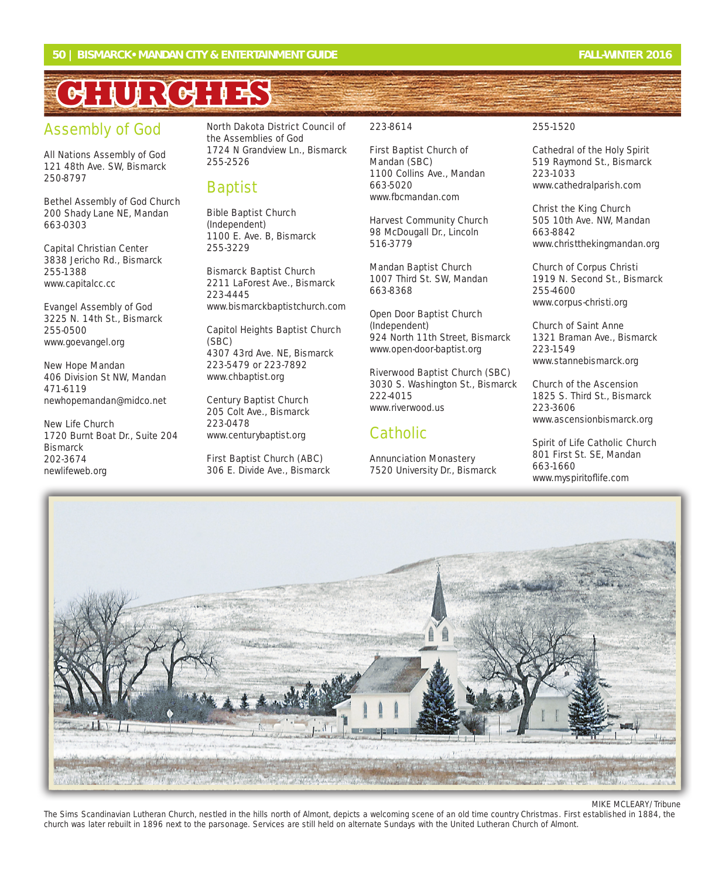# CHURCHES

## Assembly of God

All Nations Assembly of God
121 48th Ave. SW, Bismarck
250-8797

Bethel Assembly of God Church
200 Shady Lane NE, Mandan
663-0303

Capital Christian Center
3838 Jericho Rd., Bismarck
255-1388
www.capitalcc.cc

Evangel Assembly of God
3225 N. 14th St., Bismarck
255-0500
www.goevangel.org

New Hope Mandan
406 Division St NW, Mandan
471-6119
newhopemandan@midco.net

New Life Church
1720 Burnt Boat Dr., Suite 204
Bismarck
202-3674
newlifeweb.org

North Dakota District Council of the Assemblies of God
1724 N Grandview Ln., Bismarck
255-2526

## Baptist

Bible Baptist Church
(Independent)
1100 E. Ave. B, Bismarck
255-3229

Bismarck Baptist Church
2211 LaForest Ave., Bismarck
223-4445
www.bismarckbaptistchurch.com

Capitol Heights Baptist Church
(SBC)
4307 43rd Ave. NE, Bismarck
223-5479 or 223-7892
www.chbaptist.org

Century Baptist Church
205 Colt Ave., Bismarck
223-0478
www.centurybaptist.org

First Baptist Church (ABC)
306 E. Divide Ave., Bismarck
223-8614

First Baptist Church of
Mandan (SBC)
1100 Collins Ave., Mandan
663-5020
www.fbcmandan.com

Harvest Community Church
98 McDougall Dr., Lincoln
516-3779

Mandan Baptist Church
1007 Third St. SW, Mandan
663-8368

Open Door Baptist Church
(Independent)
924 North 11th Street, Bismarck
www.open-door-baptist.org

Riverwood Baptist Church (SBC)
3030 S. Washington St., Bismarck
222-4015
www.riverwood.us

## Catholic

Annunciation Monastery
7520 University Dr., Bismarck
255-1520

Cathedral of the Holy Spirit
519 Raymond St., Bismarck
223-1033
www.cathedralparish.com

Christ the King Church
505 10th Ave. NW, Mandan
663-8842
www.christthekingmandan.org

Church of Corpus Christi
1919 N. Second St., Bismarck
255-4600
www.corpus-christi.org

Church of Saint Anne
1321 Braman Ave., Bismarck
223-1549
www.stannebismarck.org

Church of the Ascension
1825 S. Third St., Bismarck
223-3606
www.ascensionbismarck.org

Spirit of Life Catholic Church
801 First St. SE, Mandan
663-1660
www.myspiritoflife.com

MIKE MCCLEARY/Tribune

The Sims Scandinavian Lutheran Church, nestled in the hills north of Almont, depicts a welcoming scene of an old time country Christmas. First established in 1884, the church was later rebuilt in 1896 next to the parsonage. Services are still held on alternate Sundays with the United Lutheran Church of Almont.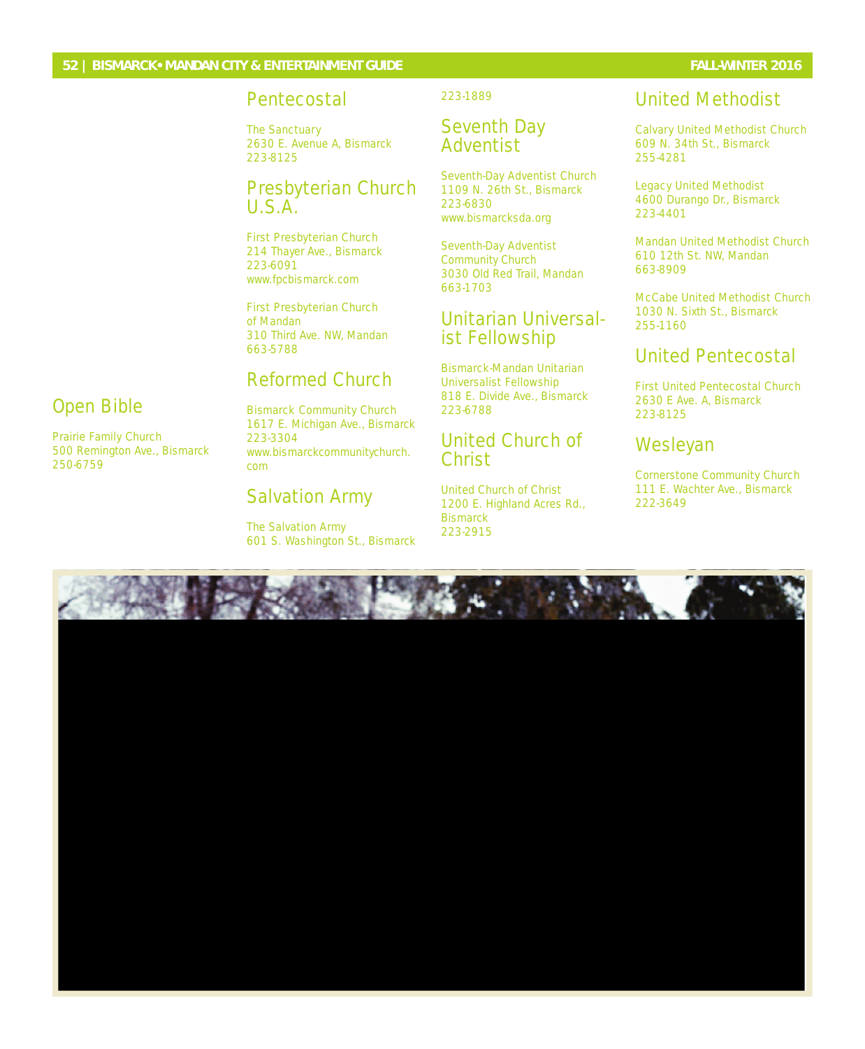## Open Bible

Prairie Family Church
500 Remington Ave., Bismarck
250-6759

## Pentecostal

The Sanctuary
2630 E. Avenue A, Bismarck
223-8125

## Presbyterian Church U.S.A.

First Presbyterian Church
214 Thayer Ave., Bismarck
223-6091
www.fpcbismarck.com

First Presbyterian Church of Mandan
310 Third Ave. NW, Mandan
663-5788

## Reformed Church

Bismarck Community Church
1617 E. Michigan Ave., Bismarck
223-3304
www.bismarckcommunitychurch.com

## Salvation Army

The Salvation Army
601 S. Washington St., Bismarck
223-1889

## Seventh Day Adventist

Seventh-Day Adventist Church
1109 N. 26th St., Bismarck
223-6830
www.bismarcksda.org

Seventh-Day Adventist Community Church
3030 Old Red Trail, Mandan
663-1703

## Unitarian Universalist Fellowship

Bismarck-Mandan Unitarian Universalist Fellowship
818 E. Divide Ave., Bismarck
223-6788

## United Church of Christ

United Church of Christ
1200 E. Highland Acres Rd., Bismarck
223-2915

## United Methodist

Calvary United Methodist Church
609 N. 34th St., Bismarck
255-4281

Legacy United Methodist
4600 Durango Dr., Bismarck
223-4401

Mandan United Methodist Church
610 12th St. NW, Mandan
663-8909

McCabe United Methodist Church
1030 N. Sixth St., Bismarck
255-1160

## United Pentecostal

First United Pentecostal Church
2630 E Ave. A, Bismarck
223-8125

## Wesleyan

Cornerstone Community Church
111 E. Wachter Ave., Bismarck
222-3649